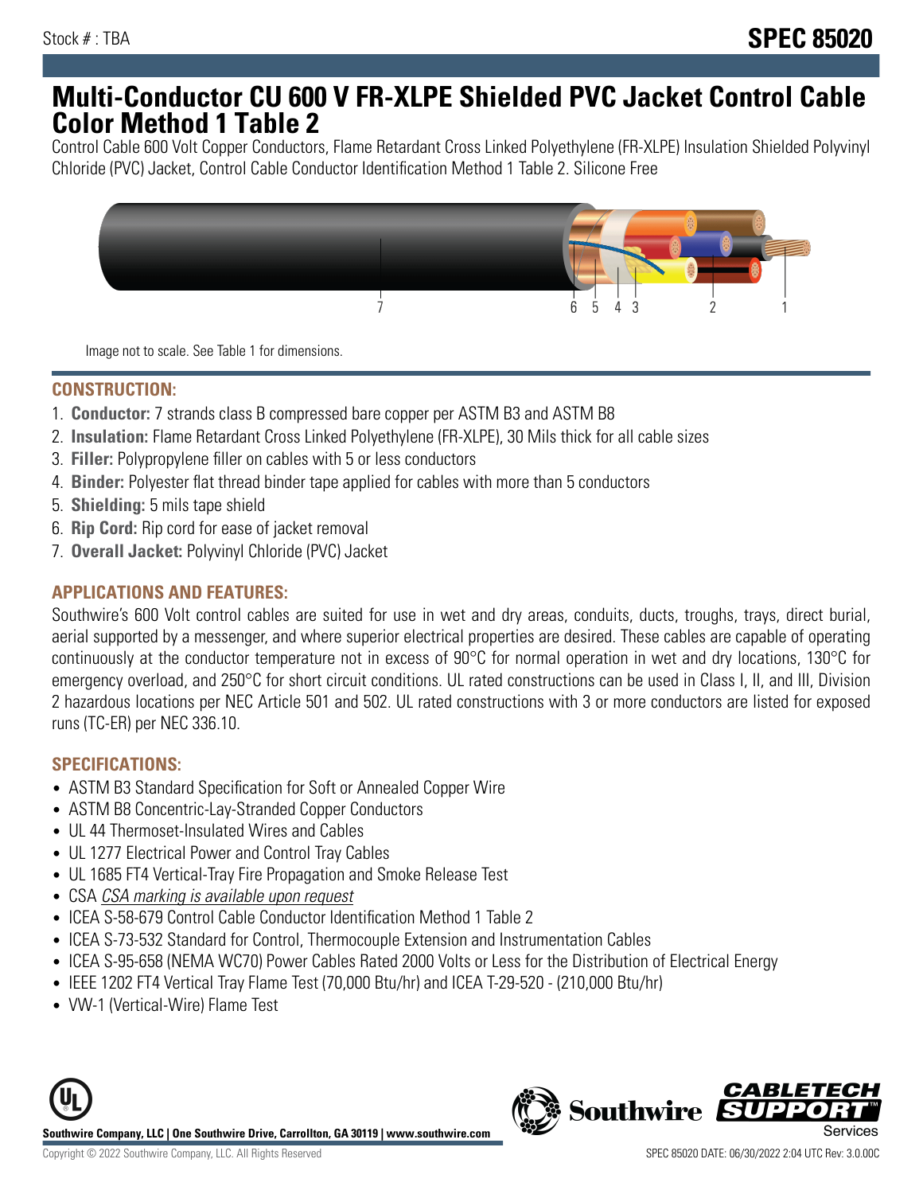Stock # : TBA

# SPEC 85020

# Multi-Conductor CU 600 V FR-XLPE Shielded PVC Jacket Control Cable Color Method 1 Table 2

Control Cable 600 Volt Copper Conductors, Flame Retardant Cross Linked Polyethylene (FR-XLPE) Insulation Shielded Polyvinyl Chloride (PVC) Jacket, Control Cable Conductor Identification Method 1 Table 2. Silicone Free

Image not to scale. See Table 1 for dimensions.

## CONSTRUCTION:

1. **Conductor:** 7 strands class B compressed bare copper per ASTM B3 and ASTM B8
2. **Insulation:** Flame Retardant Cross Linked Polyethylene (FR-XLPE), 30 Mils thick for all cable sizes
3. **Filler:** Polypropylene filler on cables with 5 or less conductors
4. **Binder:** Polyester flat thread binder tape applied for cables with more than 5 conductors
5. **Shielding:** 5 mils tape shield
6. **Rip Cord:** Rip cord for ease of jacket removal
7. **Overall Jacket:** Polyvinyl Chloride (PVC) Jacket

## APPLICATIONS AND FEATURES:

Southwire's 600 Volt control cables are suited for use in wet and dry areas, conduits, ducts, troughs, trays, direct burial, aerial supported by a messenger, and where superior electrical properties are desired. These cables are capable of operating continuously at the conductor temperature not in excess of 90°C for normal operation in wet and dry locations, 130°C for emergency overload, and 250°C for short circuit conditions. UL rated constructions can be used in Class I, II, and III, Division 2 hazardous locations per NEC Article 501 and 502. UL rated constructions with 3 or more conductors are listed for exposed runs (TC-ER) per NEC 336.10.

## SPECIFICATIONS:

- ASTM B3 Standard Specification for Soft or Annealed Copper Wire
- ASTM B8 Concentric-Lay-Stranded Copper Conductors
- UL 44 Thermoset-Insulated Wires and Cables
- UL 1277 Electrical Power and Control Tray Cables
- UL 1685 FT4 Vertical-Tray Fire Propagation and Smoke Release Test
- CSA *CSA marking is available upon request*
- ICEA S-58-679 Control Cable Conductor Identification Method 1 Table 2
- ICEA S-73-532 Standard for Control, Thermocouple Extension and Instrumentation Cables
- ICEA S-95-658 (NEMA WC70) Power Cables Rated 2000 Volts or Less for the Distribution of Electrical Energy
- IEEE 1202 FT4 Vertical Tray Flame Test (70,000 Btu/hr) and ICEA T-29-520 - (210,000 Btu/hr)
- VW-1 (Vertical-Wire) Flame Test

**Southwire Company, LLC | One Southwire Drive, Carrollton, GA 30119 | www.southwire.com**

Copyright © 2022 Southwire Company, LLC. All Rights Reserved

SPEC 85020 DATE: 06/30/2022 2:04 UTC Rev: 3.0.00C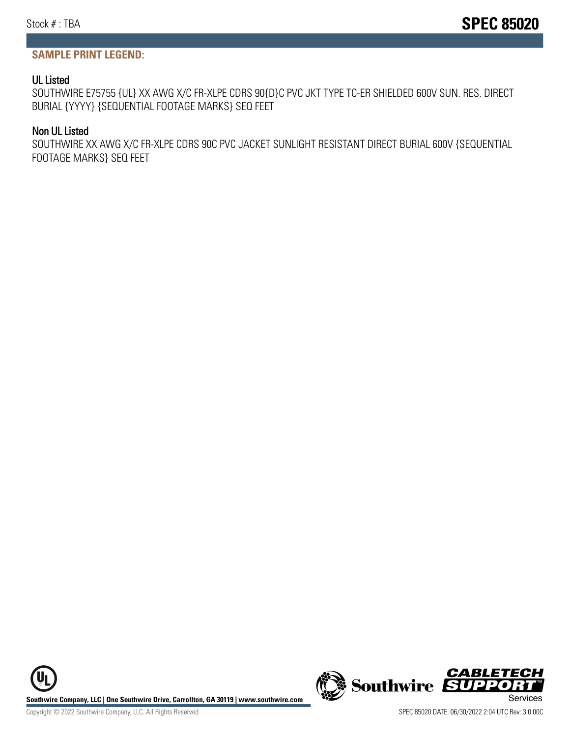## SAMPLE PRINT LEGEND:

### UL Listed

SOUTHWIRE E75755 {UL} XX AWG X/C FR-XLPE CDRS 90{D}C PVC JKT TYPE TC-ER SHIELDED 600V SUN. RES. DIRECT BURIAL {YYYY} {SEQUENTIAL FOOTAGE MARKS} SEQ FEET

### Non UL Listed

SOUTHWIRE XX AWG X/C FR-XLPE CDRS 90C PVC JACKET SUNLIGHT RESISTANT DIRECT BURIAL 600V {SEQUENTIAL FOOTAGE MARKS} SEQ FEET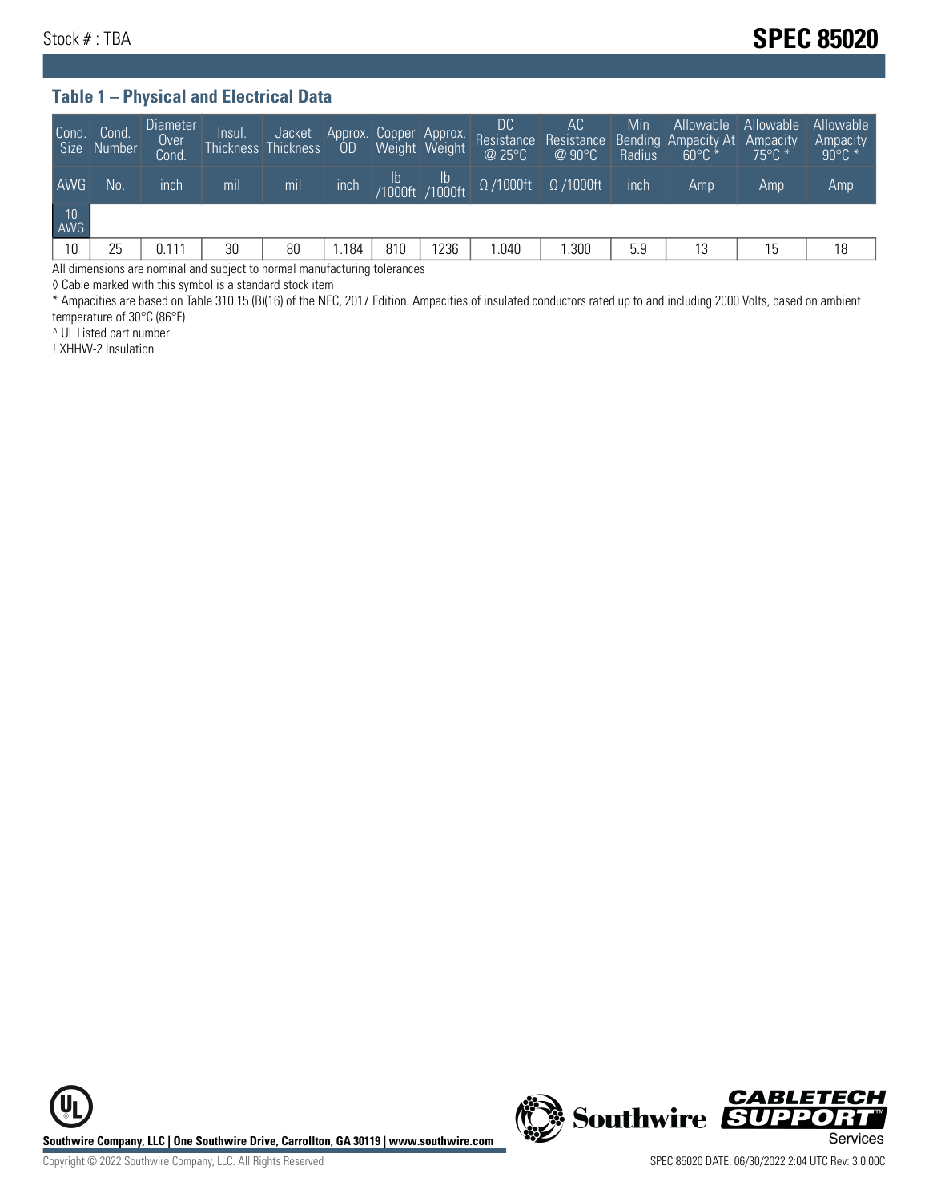### Table 1 – Physical and Electrical Data

| Cond. Size | Cond. Number | Diameter Over Cond. | Insul. Thickness | Jacket Thickness | Approx. OD | Copper Weight | Approx. Weight | DC Resistance @ 25°C | AC Resistance @ 90°C | Min Bending Radius | Allowable Ampacity At 60°C * | Allowable Ampacity 75°C * | Allowable Ampacity 90°C * |
|---|---|---|---|---|---|---|---|---|---|---|---|---|---|
| AWG | No. | inch | mil | mil | inch | lb /1000ft | lb /1000ft | Ω /1000ft | Ω /1000ft | inch | Amp | Amp | Amp |
| 10 AWG | | | | | | | | | | | | | |
| 10 | 25 | 0.111 | 30 | 80 | 1.184 | 810 | 1236 | 1.040 | 1.300 | 5.9 | 13 | 15 | 18 |

All dimensions are nominal and subject to normal manufacturing tolerances

◊ Cable marked with this symbol is a standard stock item

* Ampacities are based on Table 310.15 (B)(16) of the NEC, 2017 Edition. Ampacities of insulated conductors rated up to and including 2000 Volts, based on ambient temperature of 30°C (86°F)

^ UL Listed part number

! XHHW-2 Insulation

**Southwire Company, LLC | One Southwire Drive, Carrollton, GA 30119 | www.southwire.com**

Copyright © 2022 Southwire Company, LLC. All Rights Reserved

SPEC 85020 DATE: 06/30/2022 2:04 UTC Rev: 3.0.00C